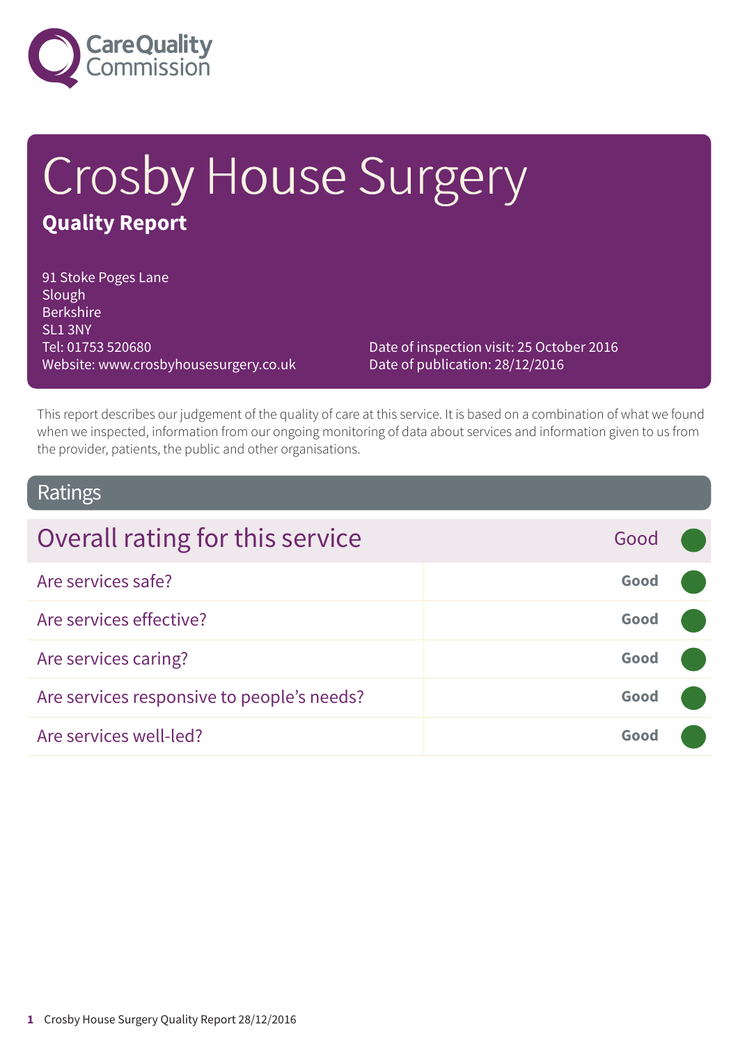Care Quality Commission

# Crosby House Surgery

## Quality Report

91 Stoke Poges Lane
Slough
Berkshire
SL1 3NY
Tel: 01753 520680
Website: www.crosbyhousesurgery.co.uk

Date of inspection visit: 25 October 2016
Date of publication: 28/12/2016

This report describes our judgement of the quality of care at this service. It is based on a combination of what we found when we inspected, information from our ongoing monitoring of data about services and information given to us from the provider, patients, the public and other organisations.

## Ratings

| Overall rating for this service | Good |
| --- | --- |
| Are services safe? | **Good** |
| Are services effective? | **Good** |
| Are services caring? | **Good** |
| Are services responsive to people's needs? | **Good** |
| Are services well-led? | **Good** |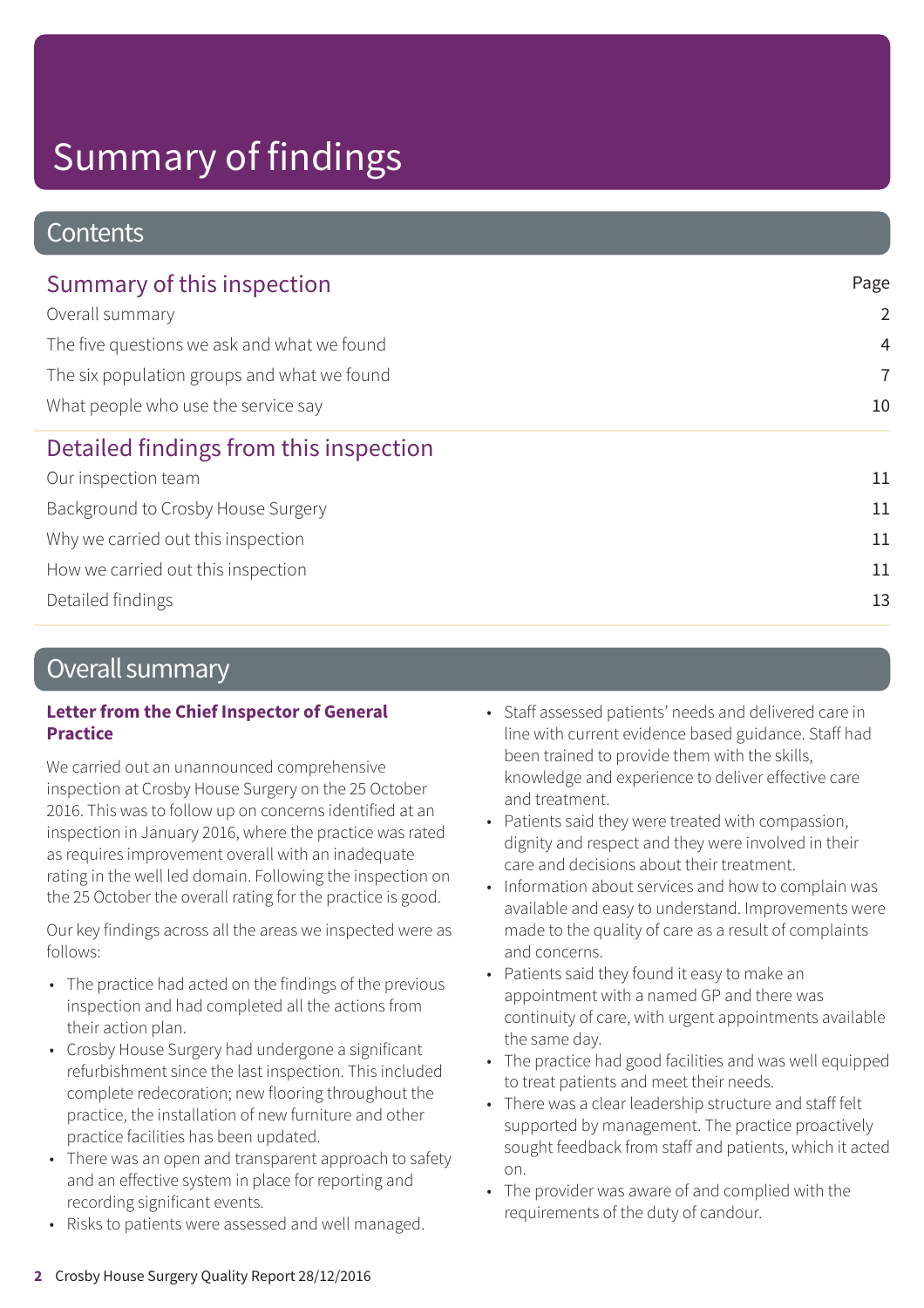# Summary of findings

## Contents

| Summary of this inspection | Page |
| --- | --- |
| Overall summary | 2 |
| The five questions we ask and what we found | 4 |
| The six population groups and what we found | 7 |
| What people who use the service say | 10 |

| Detailed findings from this inspection | |
| --- | --- |
| Our inspection team | 11 |
| Background to Crosby House Surgery | 11 |
| Why we carried out this inspection | 11 |
| How we carried out this inspection | 11 |
| Detailed findings | 13 |

## Overall summary

**Letter from the Chief Inspector of General Practice**

We carried out an unannounced comprehensive inspection at Crosby House Surgery on the 25 October 2016. This was to follow up on concerns identified at an inspection in January 2016, where the practice was rated as requires improvement overall with an inadequate rating in the well led domain. Following the inspection on the 25 October the overall rating for the practice is good.

Our key findings across all the areas we inspected were as follows:

- The practice had acted on the findings of the previous inspection and had completed all the actions from their action plan.
- Crosby House Surgery had undergone a significant refurbishment since the last inspection. This included complete redecoration; new flooring throughout the practice, the installation of new furniture and other practice facilities has been updated.
- There was an open and transparent approach to safety and an effective system in place for reporting and recording significant events.
- Risks to patients were assessed and well managed.
- Staff assessed patients' needs and delivered care in line with current evidence based guidance. Staff had been trained to provide them with the skills, knowledge and experience to deliver effective care and treatment.
- Patients said they were treated with compassion, dignity and respect and they were involved in their care and decisions about their treatment.
- Information about services and how to complain was available and easy to understand. Improvements were made to the quality of care as a result of complaints and concerns.
- Patients said they found it easy to make an appointment with a named GP and there was continuity of care, with urgent appointments available the same day.
- The practice had good facilities and was well equipped to treat patients and meet their needs.
- There was a clear leadership structure and staff felt supported by management. The practice proactively sought feedback from staff and patients, which it acted on.
- The provider was aware of and complied with the requirements of the duty of candour.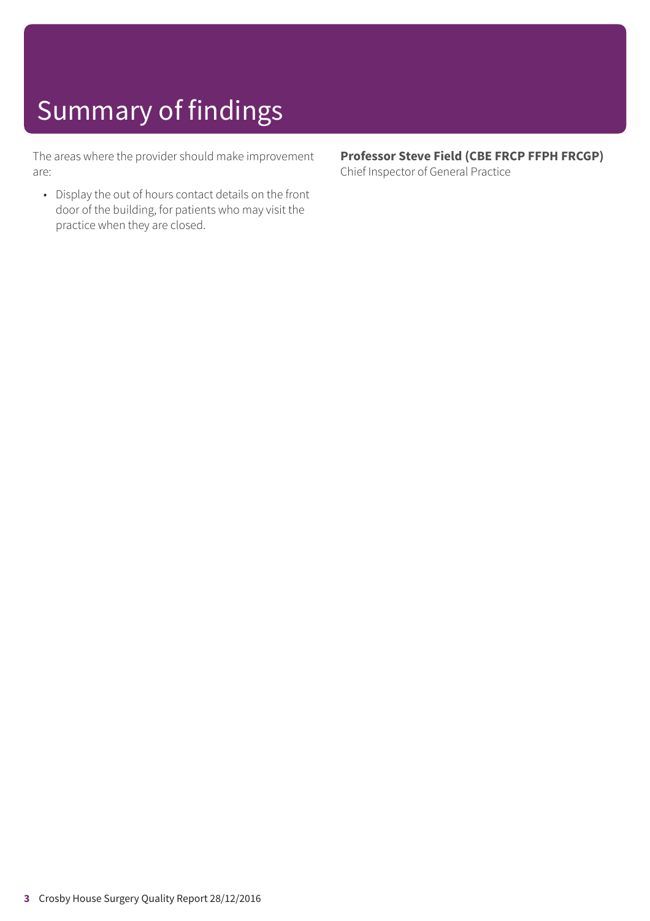# Summary of findings

The areas where the provider should make improvement are:

- Display the out of hours contact details on the front door of the building, for patients who may visit the practice when they are closed.

**Professor Steve Field (CBE FRCP FFPH FRCGP)**
Chief Inspector of General Practice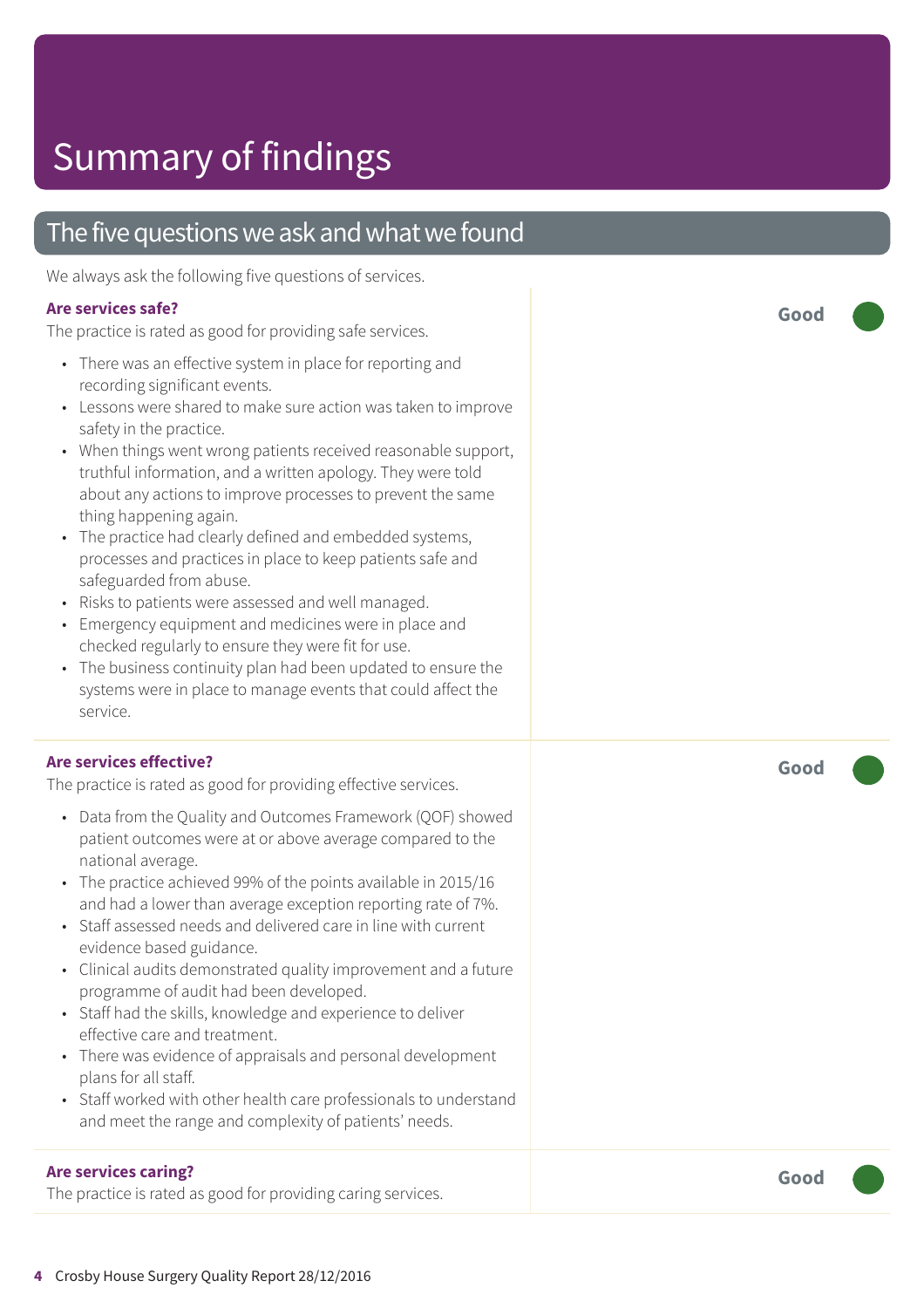# Summary of findings

## The five questions we ask and what we found

We always ask the following five questions of services.

### Are services safe?

**Good**

The practice is rated as good for providing safe services.

- There was an effective system in place for reporting and recording significant events.
- Lessons were shared to make sure action was taken to improve safety in the practice.
- When things went wrong patients received reasonable support, truthful information, and a written apology. They were told about any actions to improve processes to prevent the same thing happening again.
- The practice had clearly defined and embedded systems, processes and practices in place to keep patients safe and safeguarded from abuse.
- Risks to patients were assessed and well managed.
- Emergency equipment and medicines were in place and checked regularly to ensure they were fit for use.
- The business continuity plan had been updated to ensure the systems were in place to manage events that could affect the service.

### Are services effective?

**Good**

The practice is rated as good for providing effective services.

- Data from the Quality and Outcomes Framework (QOF) showed patient outcomes were at or above average compared to the national average.
- The practice achieved 99% of the points available in 2015/16 and had a lower than average exception reporting rate of 7%.
- Staff assessed needs and delivered care in line with current evidence based guidance.
- Clinical audits demonstrated quality improvement and a future programme of audit had been developed.
- Staff had the skills, knowledge and experience to deliver effective care and treatment.
- There was evidence of appraisals and personal development plans for all staff.
- Staff worked with other health care professionals to understand and meet the range and complexity of patients' needs.

### Are services caring?

**Good**

The practice is rated as good for providing caring services.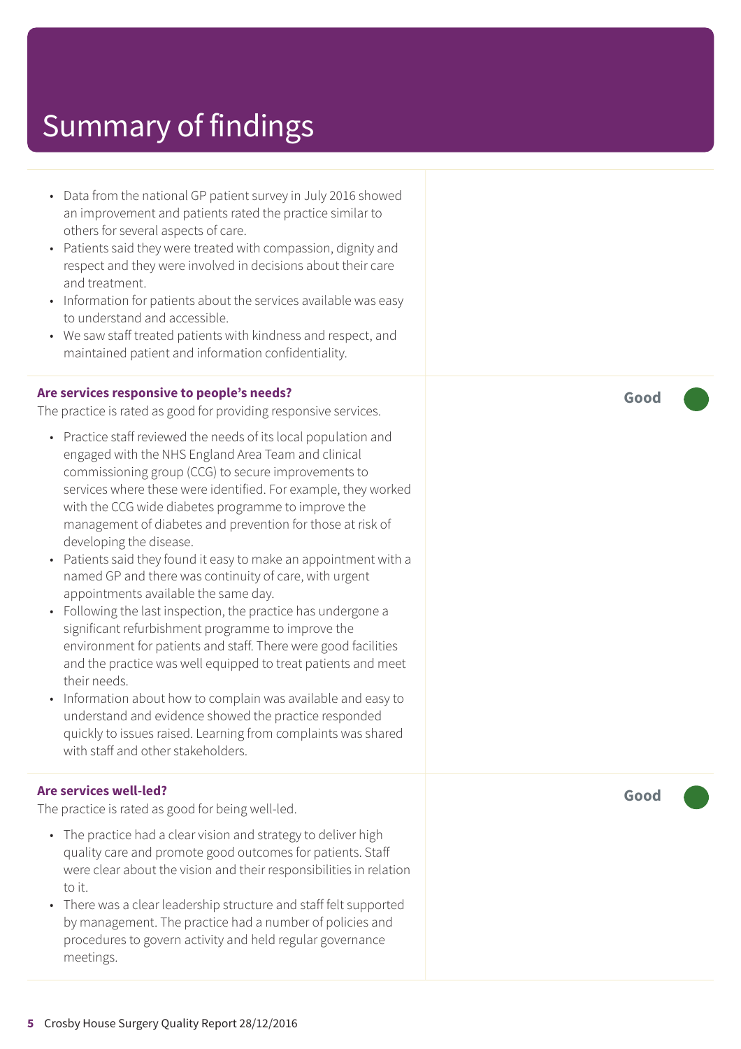# Summary of findings

- Data from the national GP patient survey in July 2016 showed an improvement and patients rated the practice similar to others for several aspects of care.
- Patients said they were treated with compassion, dignity and respect and they were involved in decisions about their care and treatment.
- Information for patients about the services available was easy to understand and accessible.
- We saw staff treated patients with kindness and respect, and maintained patient and information confidentiality.

**Are services responsive to people's needs?**

The practice is rated as good for providing responsive services.

**Good**

- Practice staff reviewed the needs of its local population and engaged with the NHS England Area Team and clinical commissioning group (CCG) to secure improvements to services where these were identified. For example, they worked with the CCG wide diabetes programme to improve the management of diabetes and prevention for those at risk of developing the disease.
- Patients said they found it easy to make an appointment with a named GP and there was continuity of care, with urgent appointments available the same day.
- Following the last inspection, the practice has undergone a significant refurbishment programme to improve the environment for patients and staff. There were good facilities and the practice was well equipped to treat patients and meet their needs.
- Information about how to complain was available and easy to understand and evidence showed the practice responded quickly to issues raised. Learning from complaints was shared with staff and other stakeholders.

**Are services well-led?**

The practice is rated as good for being well-led.

**Good**

- The practice had a clear vision and strategy to deliver high quality care and promote good outcomes for patients. Staff were clear about the vision and their responsibilities in relation to it.
- There was a clear leadership structure and staff felt supported by management. The practice had a number of policies and procedures to govern activity and held regular governance meetings.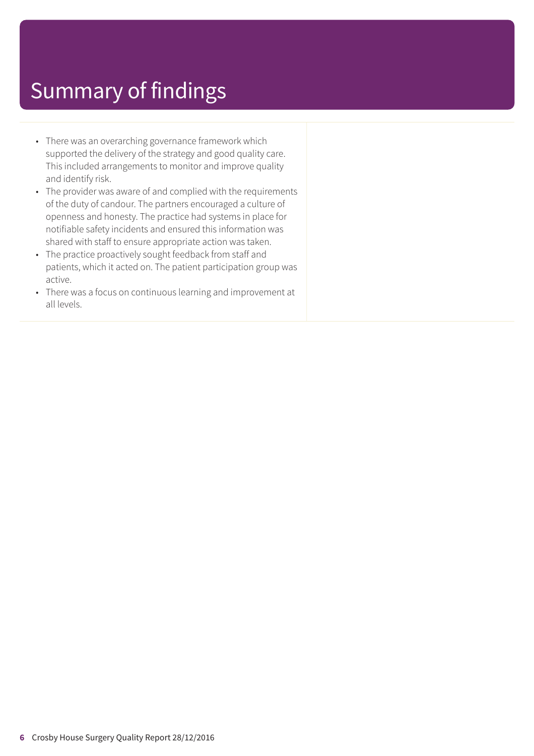# Summary of findings

- There was an overarching governance framework which supported the delivery of the strategy and good quality care. This included arrangements to monitor and improve quality and identify risk.
- The provider was aware of and complied with the requirements of the duty of candour. The partners encouraged a culture of openness and honesty. The practice had systems in place for notifiable safety incidents and ensured this information was shared with staff to ensure appropriate action was taken.
- The practice proactively sought feedback from staff and patients, which it acted on. The patient participation group was active.
- There was a focus on continuous learning and improvement at all levels.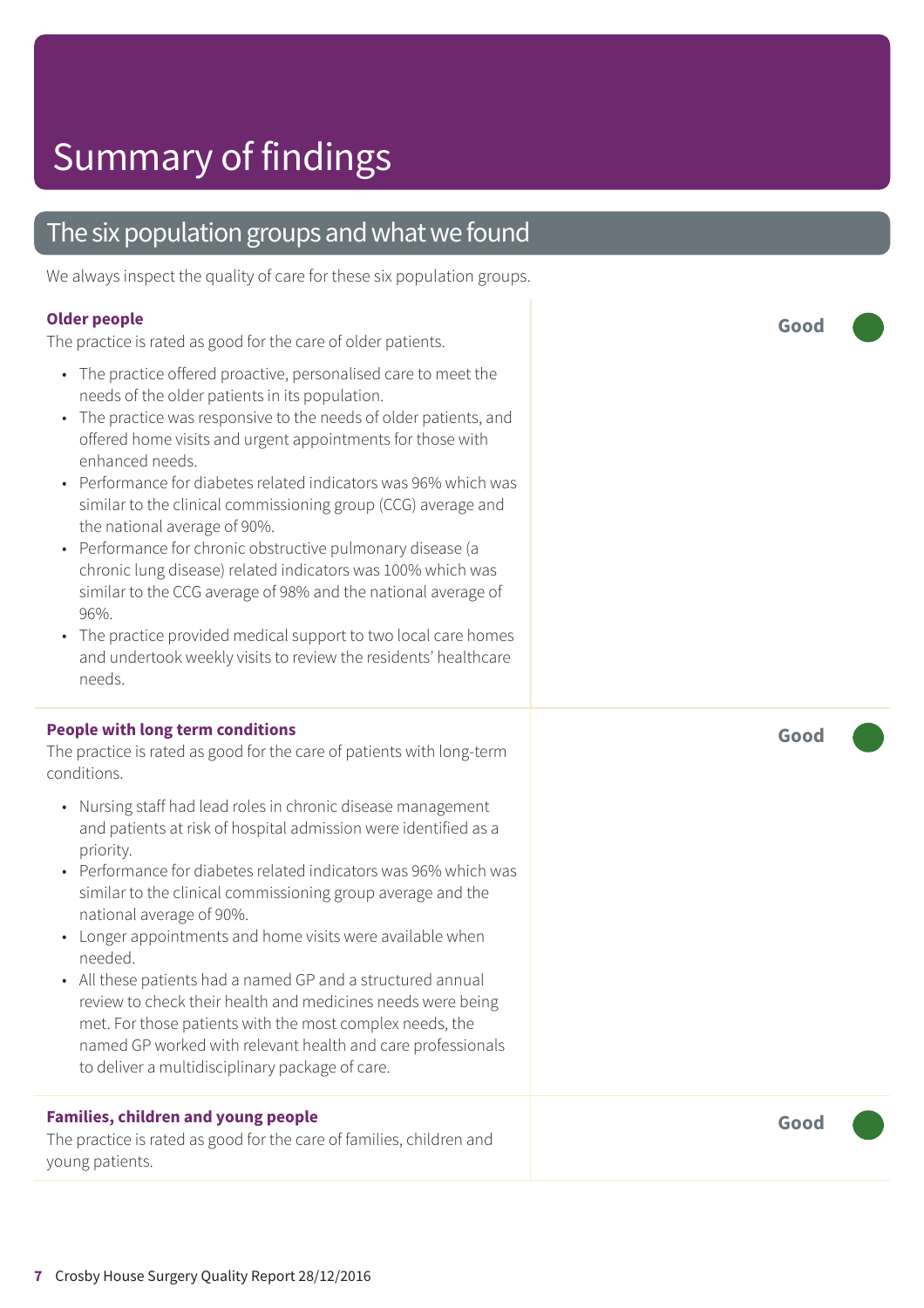# Summary of findings

## The six population groups and what we found

We always inspect the quality of care for these six population groups.

**Older people**

The practice is rated as good for the care of older patients.

- The practice offered proactive, personalised care to meet the needs of the older patients in its population.
- The practice was responsive to the needs of older patients, and offered home visits and urgent appointments for those with enhanced needs.
- Performance for diabetes related indicators was 96% which was similar to the clinical commissioning group (CCG) average and the national average of 90%.
- Performance for chronic obstructive pulmonary disease (a chronic lung disease) related indicators was 100% which was similar to the CCG average of 98% and the national average of 96%.
- The practice provided medical support to two local care homes and undertook weekly visits to review the residents' healthcare needs.

**Good**

**People with long term conditions**

The practice is rated as good for the care of patients with long-term conditions.

- Nursing staff had lead roles in chronic disease management and patients at risk of hospital admission were identified as a priority.
- Performance for diabetes related indicators was 96% which was similar to the clinical commissioning group average and the national average of 90%.
- Longer appointments and home visits were available when needed.
- All these patients had a named GP and a structured annual review to check their health and medicines needs were being met. For those patients with the most complex needs, the named GP worked with relevant health and care professionals to deliver a multidisciplinary package of care.

**Good**

**Families, children and young people**

The practice is rated as good for the care of families, children and young patients.

**Good**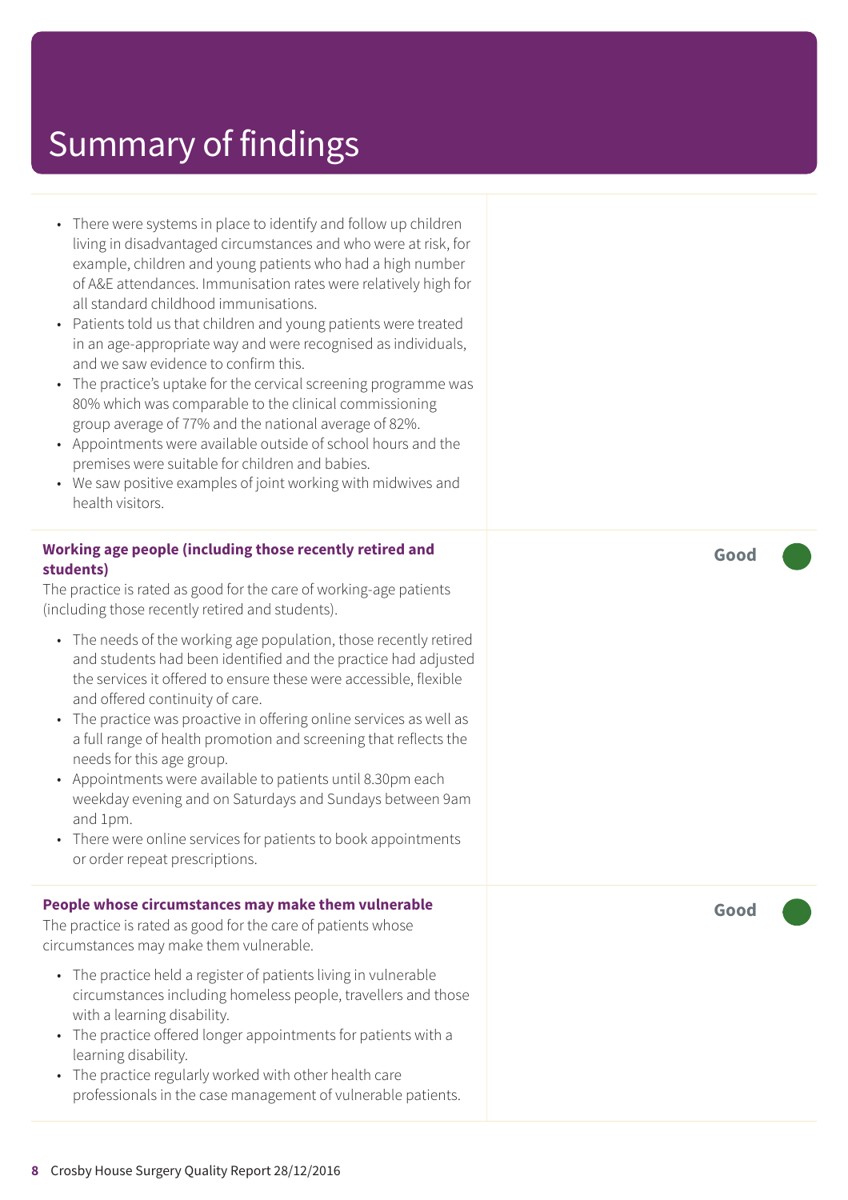# Summary of findings

- There were systems in place to identify and follow up children living in disadvantaged circumstances and who were at risk, for example, children and young patients who had a high number of A&E attendances. Immunisation rates were relatively high for all standard childhood immunisations.
- Patients told us that children and young patients were treated in an age-appropriate way and were recognised as individuals, and we saw evidence to confirm this.
- The practice's uptake for the cervical screening programme was 80% which was comparable to the clinical commissioning group average of 77% and the national average of 82%.
- Appointments were available outside of school hours and the premises were suitable for children and babies.
- We saw positive examples of joint working with midwives and health visitors.

**Working age people (including those recently retired and students)** — **Good**

The practice is rated as good for the care of working-age patients (including those recently retired and students).

- The needs of the working age population, those recently retired and students had been identified and the practice had adjusted the services it offered to ensure these were accessible, flexible and offered continuity of care.
- The practice was proactive in offering online services as well as a full range of health promotion and screening that reflects the needs for this age group.
- Appointments were available to patients until 8.30pm each weekday evening and on Saturdays and Sundays between 9am and 1pm.
- There were online services for patients to book appointments or order repeat prescriptions.

**People whose circumstances may make them vulnerable** — **Good**

The practice is rated as good for the care of patients whose circumstances may make them vulnerable.

- The practice held a register of patients living in vulnerable circumstances including homeless people, travellers and those with a learning disability.
- The practice offered longer appointments for patients with a learning disability.
- The practice regularly worked with other health care professionals in the case management of vulnerable patients.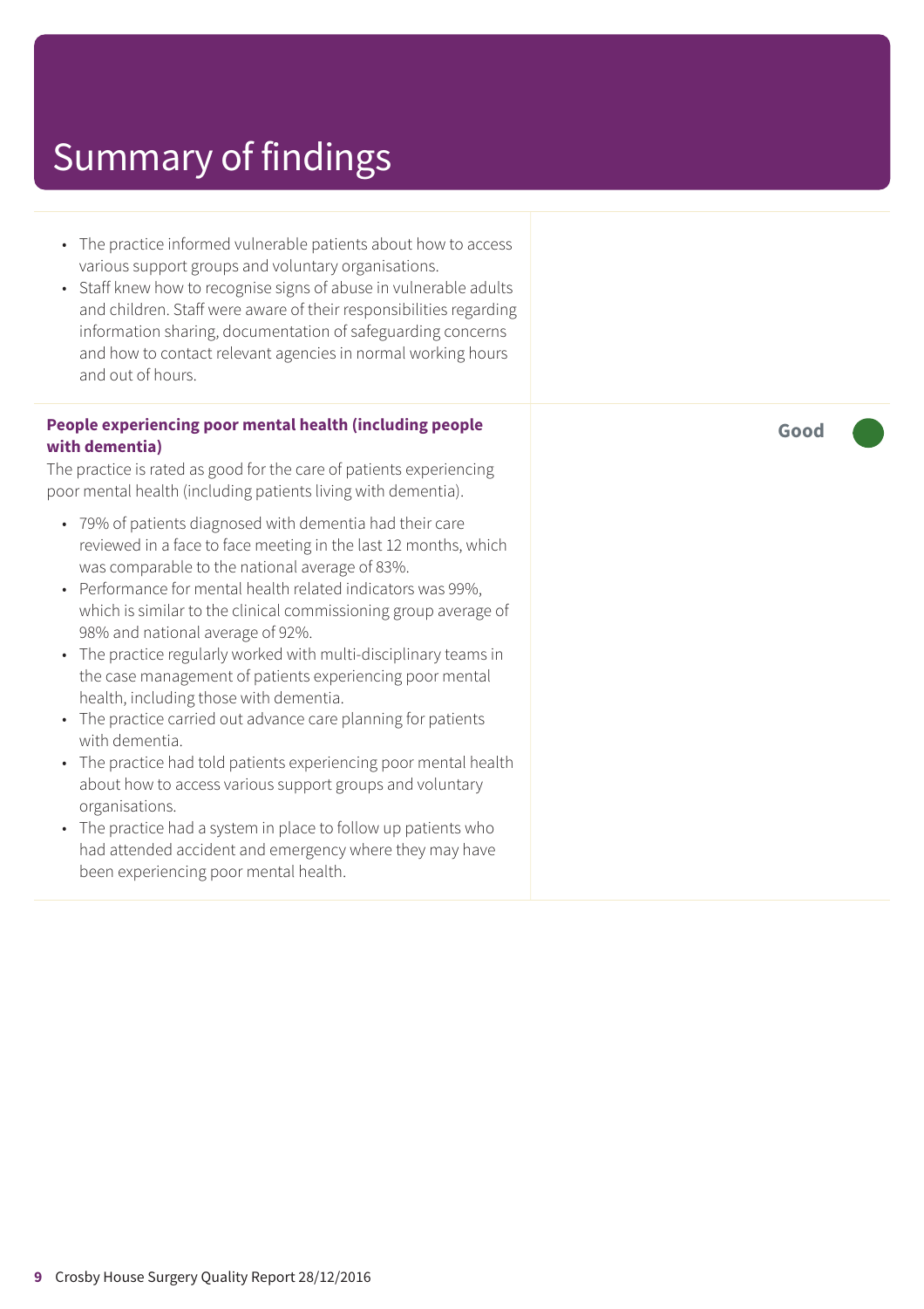# Summary of findings

- The practice informed vulnerable patients about how to access various support groups and voluntary organisations.
- Staff knew how to recognise signs of abuse in vulnerable adults and children. Staff were aware of their responsibilities regarding information sharing, documentation of safeguarding concerns and how to contact relevant agencies in normal working hours and out of hours.

**People experiencing poor mental health (including people with dementia)**

**Good**

The practice is rated as good for the care of patients experiencing poor mental health (including patients living with dementia).

- 79% of patients diagnosed with dementia had their care reviewed in a face to face meeting in the last 12 months, which was comparable to the national average of 83%.
- Performance for mental health related indicators was 99%, which is similar to the clinical commissioning group average of 98% and national average of 92%.
- The practice regularly worked with multi-disciplinary teams in the case management of patients experiencing poor mental health, including those with dementia.
- The practice carried out advance care planning for patients with dementia.
- The practice had told patients experiencing poor mental health about how to access various support groups and voluntary organisations.
- The practice had a system in place to follow up patients who had attended accident and emergency where they may have been experiencing poor mental health.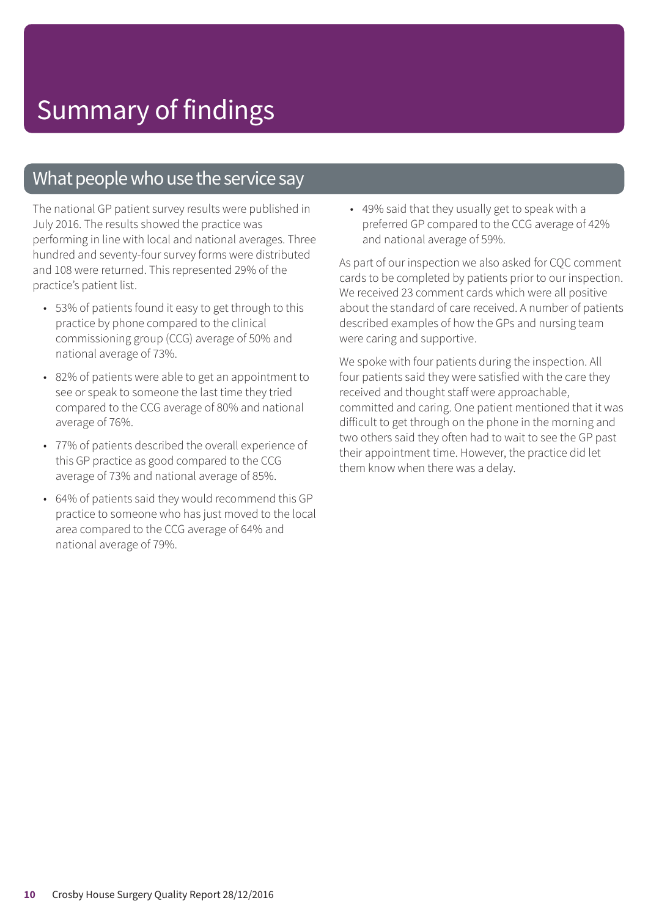# Summary of findings

## What people who use the service say

The national GP patient survey results were published in July 2016. The results showed the practice was performing in line with local and national averages. Three hundred and seventy-four survey forms were distributed and 108 were returned. This represented 29% of the practice's patient list.

- 53% of patients found it easy to get through to this practice by phone compared to the clinical commissioning group (CCG) average of 50% and national average of 73%.
- 82% of patients were able to get an appointment to see or speak to someone the last time they tried compared to the CCG average of 80% and national average of 76%.
- 77% of patients described the overall experience of this GP practice as good compared to the CCG average of 73% and national average of 85%.
- 64% of patients said they would recommend this GP practice to someone who has just moved to the local area compared to the CCG average of 64% and national average of 79%.
- 49% said that they usually get to speak with a preferred GP compared to the CCG average of 42% and national average of 59%.

As part of our inspection we also asked for CQC comment cards to be completed by patients prior to our inspection. We received 23 comment cards which were all positive about the standard of care received. A number of patients described examples of how the GPs and nursing team were caring and supportive.

We spoke with four patients during the inspection. All four patients said they were satisfied with the care they received and thought staff were approachable, committed and caring. One patient mentioned that it was difficult to get through on the phone in the morning and two others said they often had to wait to see the GP past their appointment time. However, the practice did let them know when there was a delay.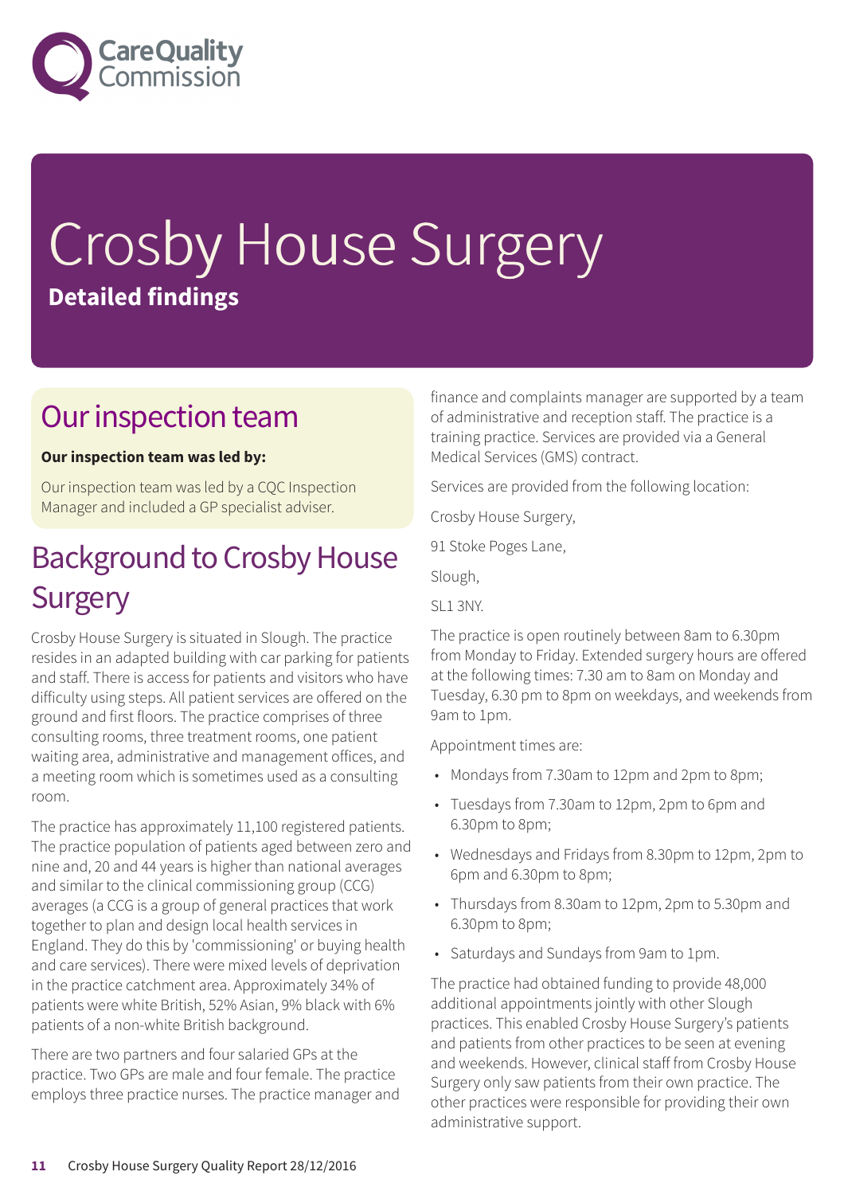# Crosby House Surgery

**Detailed findings**

## Our inspection team

**Our inspection team was led by:**

Our inspection team was led by a CQC Inspection Manager and included a GP specialist adviser.

## Background to Crosby House Surgery

Crosby House Surgery is situated in Slough. The practice resides in an adapted building with car parking for patients and staff. There is access for patients and visitors who have difficulty using steps. All patient services are offered on the ground and first floors. The practice comprises of three consulting rooms, three treatment rooms, one patient waiting area, administrative and management offices, and a meeting room which is sometimes used as a consulting room.

The practice has approximately 11,100 registered patients. The practice population of patients aged between zero and nine and, 20 and 44 years is higher than national averages and similar to the clinical commissioning group (CCG) averages (a CCG is a group of general practices that work together to plan and design local health services in England. They do this by 'commissioning' or buying health and care services). There were mixed levels of deprivation in the practice catchment area. Approximately 34% of patients were white British, 52% Asian, 9% black with 6% patients of a non-white British background.

There are two partners and four salaried GPs at the practice. Two GPs are male and four female. The practice employs three practice nurses. The practice manager and finance and complaints manager are supported by a team of administrative and reception staff. The practice is a training practice. Services are provided via a General Medical Services (GMS) contract.

Services are provided from the following location:

Crosby House Surgery,

91 Stoke Poges Lane,

Slough,

SL1 3NY.

The practice is open routinely between 8am to 6.30pm from Monday to Friday. Extended surgery hours are offered at the following times: 7.30 am to 8am on Monday and Tuesday, 6.30 pm to 8pm on weekdays, and weekends from 9am to 1pm.

Appointment times are:

- Mondays from 7.30am to 12pm and 2pm to 8pm;
- Tuesdays from 7.30am to 12pm, 2pm to 6pm and 6.30pm to 8pm;
- Wednesdays and Fridays from 8.30pm to 12pm, 2pm to 6pm and 6.30pm to 8pm;
- Thursdays from 8.30am to 12pm, 2pm to 5.30pm and 6.30pm to 8pm;
- Saturdays and Sundays from 9am to 1pm.

The practice had obtained funding to provide 48,000 additional appointments jointly with other Slough practices. This enabled Crosby House Surgery's patients and patients from other practices to be seen at evening and weekends. However, clinical staff from Crosby House Surgery only saw patients from their own practice. The other practices were responsible for providing their own administrative support.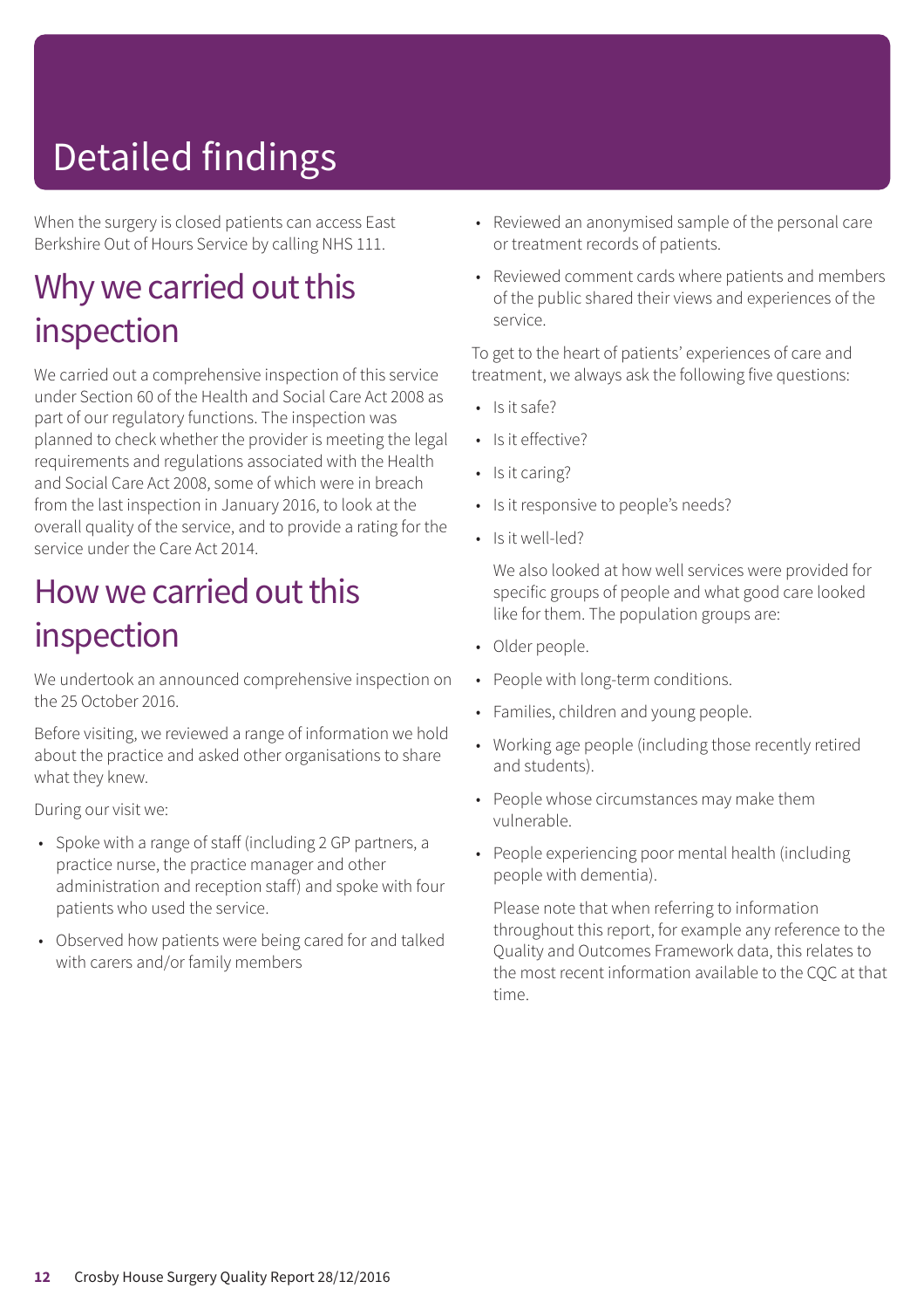# Detailed findings

When the surgery is closed patients can access East Berkshire Out of Hours Service by calling NHS 111.

## Why we carried out this inspection

We carried out a comprehensive inspection of this service under Section 60 of the Health and Social Care Act 2008 as part of our regulatory functions. The inspection was planned to check whether the provider is meeting the legal requirements and regulations associated with the Health and Social Care Act 2008, some of which were in breach from the last inspection in January 2016, to look at the overall quality of the service, and to provide a rating for the service under the Care Act 2014.

## How we carried out this inspection

We undertook an announced comprehensive inspection on the 25 October 2016.

Before visiting, we reviewed a range of information we hold about the practice and asked other organisations to share what they knew.

During our visit we:

- Spoke with a range of staff (including 2 GP partners, a practice nurse, the practice manager and other administration and reception staff) and spoke with four patients who used the service.
- Observed how patients were being cared for and talked with carers and/or family members
- Reviewed an anonymised sample of the personal care or treatment records of patients.
- Reviewed comment cards where patients and members of the public shared their views and experiences of the service.

To get to the heart of patients' experiences of care and treatment, we always ask the following five questions:

- Is it safe?
- Is it effective?
- Is it caring?
- Is it responsive to people's needs?
- Is it well-led?

We also looked at how well services were provided for specific groups of people and what good care looked like for them. The population groups are:

- Older people.
- People with long-term conditions.
- Families, children and young people.
- Working age people (including those recently retired and students).
- People whose circumstances may make them vulnerable.
- People experiencing poor mental health (including people with dementia).

Please note that when referring to information throughout this report, for example any reference to the Quality and Outcomes Framework data, this relates to the most recent information available to the CQC at that time.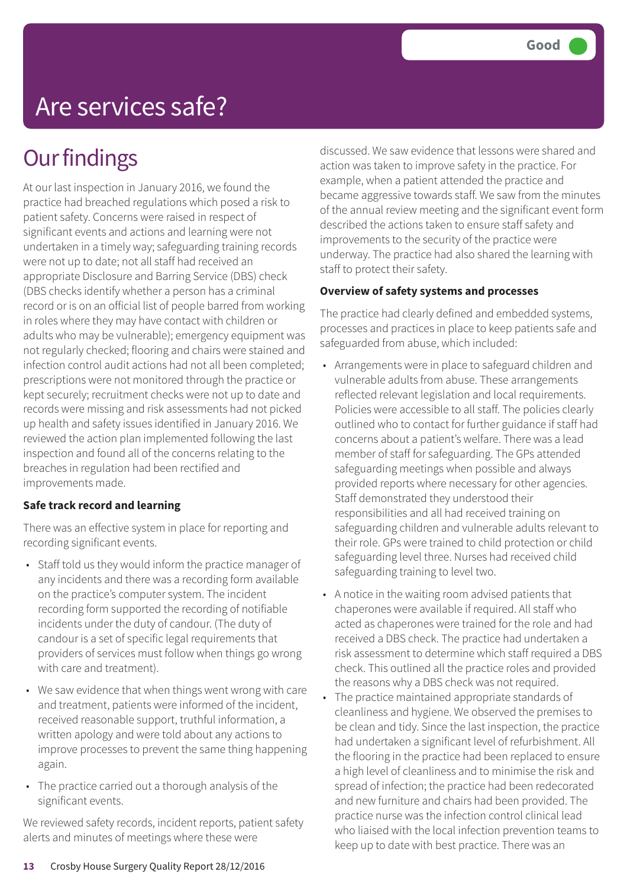Good

# Are services safe?

## Our findings

At our last inspection in January 2016, we found the practice had breached regulations which posed a risk to patient safety. Concerns were raised in respect of significant events and actions and learning were not undertaken in a timely way; safeguarding training records were not up to date; not all staff had received an appropriate Disclosure and Barring Service (DBS) check (DBS checks identify whether a person has a criminal record or is on an official list of people barred from working in roles where they may have contact with children or adults who may be vulnerable); emergency equipment was not regularly checked; flooring and chairs were stained and infection control audit actions had not all been completed; prescriptions were not monitored through the practice or kept securely; recruitment checks were not up to date and records were missing and risk assessments had not picked up health and safety issues identified in January 2016. We reviewed the action plan implemented following the last inspection and found all of the concerns relating to the breaches in regulation had been rectified and improvements made.

**Safe track record and learning**

There was an effective system in place for reporting and recording significant events.

- Staff told us they would inform the practice manager of any incidents and there was a recording form available on the practice's computer system. The incident recording form supported the recording of notifiable incidents under the duty of candour. (The duty of candour is a set of specific legal requirements that providers of services must follow when things go wrong with care and treatment).
- We saw evidence that when things went wrong with care and treatment, patients were informed of the incident, received reasonable support, truthful information, a written apology and were told about any actions to improve processes to prevent the same thing happening again.
- The practice carried out a thorough analysis of the significant events.

We reviewed safety records, incident reports, patient safety alerts and minutes of meetings where these were discussed. We saw evidence that lessons were shared and action was taken to improve safety in the practice. For example, when a patient attended the practice and became aggressive towards staff. We saw from the minutes of the annual review meeting and the significant event form described the actions taken to ensure staff safety and improvements to the security of the practice were underway. The practice had also shared the learning with staff to protect their safety.

**Overview of safety systems and processes**

The practice had clearly defined and embedded systems, processes and practices in place to keep patients safe and safeguarded from abuse, which included:

- Arrangements were in place to safeguard children and vulnerable adults from abuse. These arrangements reflected relevant legislation and local requirements. Policies were accessible to all staff. The policies clearly outlined who to contact for further guidance if staff had concerns about a patient's welfare. There was a lead member of staff for safeguarding. The GPs attended safeguarding meetings when possible and always provided reports where necessary for other agencies. Staff demonstrated they understood their responsibilities and all had received training on safeguarding children and vulnerable adults relevant to their role. GPs were trained to child protection or child safeguarding level three. Nurses had received child safeguarding training to level two.
- A notice in the waiting room advised patients that chaperones were available if required. All staff who acted as chaperones were trained for the role and had received a DBS check. The practice had undertaken a risk assessment to determine which staff required a DBS check. This outlined all the practice roles and provided the reasons why a DBS check was not required.
- The practice maintained appropriate standards of cleanliness and hygiene. We observed the premises to be clean and tidy. Since the last inspection, the practice had undertaken a significant level of refurbishment. All the flooring in the practice had been replaced to ensure a high level of cleanliness and to minimise the risk and spread of infection; the practice had been redecorated and new furniture and chairs had been provided. The practice nurse was the infection control clinical lead who liaised with the local infection prevention teams to keep up to date with best practice. There was an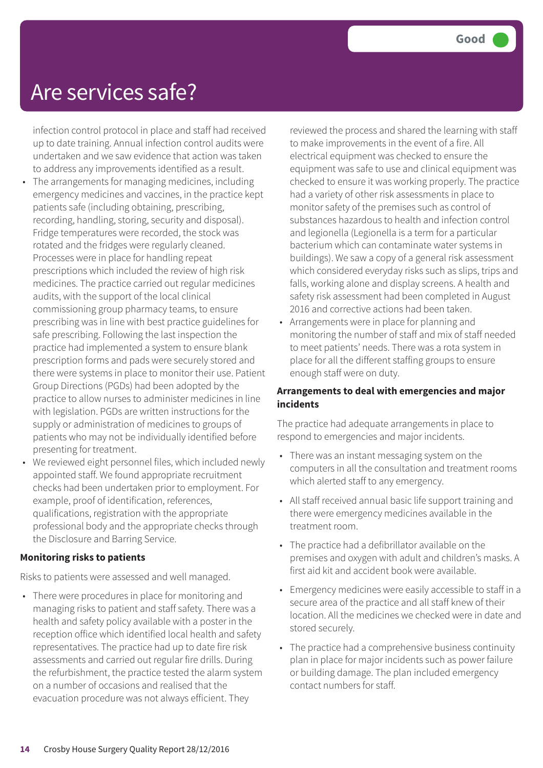# Are services safe?

**Good**

infection control protocol in place and staff had received up to date training. Annual infection control audits were undertaken and we saw evidence that action was taken to address any improvements identified as a result.

- The arrangements for managing medicines, including emergency medicines and vaccines, in the practice kept patients safe (including obtaining, prescribing, recording, handling, storing, security and disposal). Fridge temperatures were recorded, the stock was rotated and the fridges were regularly cleaned. Processes were in place for handling repeat prescriptions which included the review of high risk medicines. The practice carried out regular medicines audits, with the support of the local clinical commissioning group pharmacy teams, to ensure prescribing was in line with best practice guidelines for safe prescribing. Following the last inspection the practice had implemented a system to ensure blank prescription forms and pads were securely stored and there were systems in place to monitor their use. Patient Group Directions (PGDs) had been adopted by the practice to allow nurses to administer medicines in line with legislation. PGDs are written instructions for the supply or administration of medicines to groups of patients who may not be individually identified before presenting for treatment.
- We reviewed eight personnel files, which included newly appointed staff. We found appropriate recruitment checks had been undertaken prior to employment. For example, proof of identification, references, qualifications, registration with the appropriate professional body and the appropriate checks through the Disclosure and Barring Service.

**Monitoring risks to patients**

Risks to patients were assessed and well managed.

- There were procedures in place for monitoring and managing risks to patient and staff safety. There was a health and safety policy available with a poster in the reception office which identified local health and safety representatives. The practice had up to date fire risk assessments and carried out regular fire drills. During the refurbishment, the practice tested the alarm system on a number of occasions and realised that the evacuation procedure was not always efficient. They reviewed the process and shared the learning with staff to make improvements in the event of a fire. All electrical equipment was checked to ensure the equipment was safe to use and clinical equipment was checked to ensure it was working properly. The practice had a variety of other risk assessments in place to monitor safety of the premises such as control of substances hazardous to health and infection control and legionella (Legionella is a term for a particular bacterium which can contaminate water systems in buildings). We saw a copy of a general risk assessment which considered everyday risks such as slips, trips and falls, working alone and display screens. A health and safety risk assessment had been completed in August 2016 and corrective actions had been taken.
- Arrangements were in place for planning and monitoring the number of staff and mix of staff needed to meet patients' needs. There was a rota system in place for all the different staffing groups to ensure enough staff were on duty.

**Arrangements to deal with emergencies and major incidents**

The practice had adequate arrangements in place to respond to emergencies and major incidents.

- There was an instant messaging system on the computers in all the consultation and treatment rooms which alerted staff to any emergency.
- All staff received annual basic life support training and there were emergency medicines available in the treatment room.
- The practice had a defibrillator available on the premises and oxygen with adult and children's masks. A first aid kit and accident book were available.
- Emergency medicines were easily accessible to staff in a secure area of the practice and all staff knew of their location. All the medicines we checked were in date and stored securely.
- The practice had a comprehensive business continuity plan in place for major incidents such as power failure or building damage. The plan included emergency contact numbers for staff.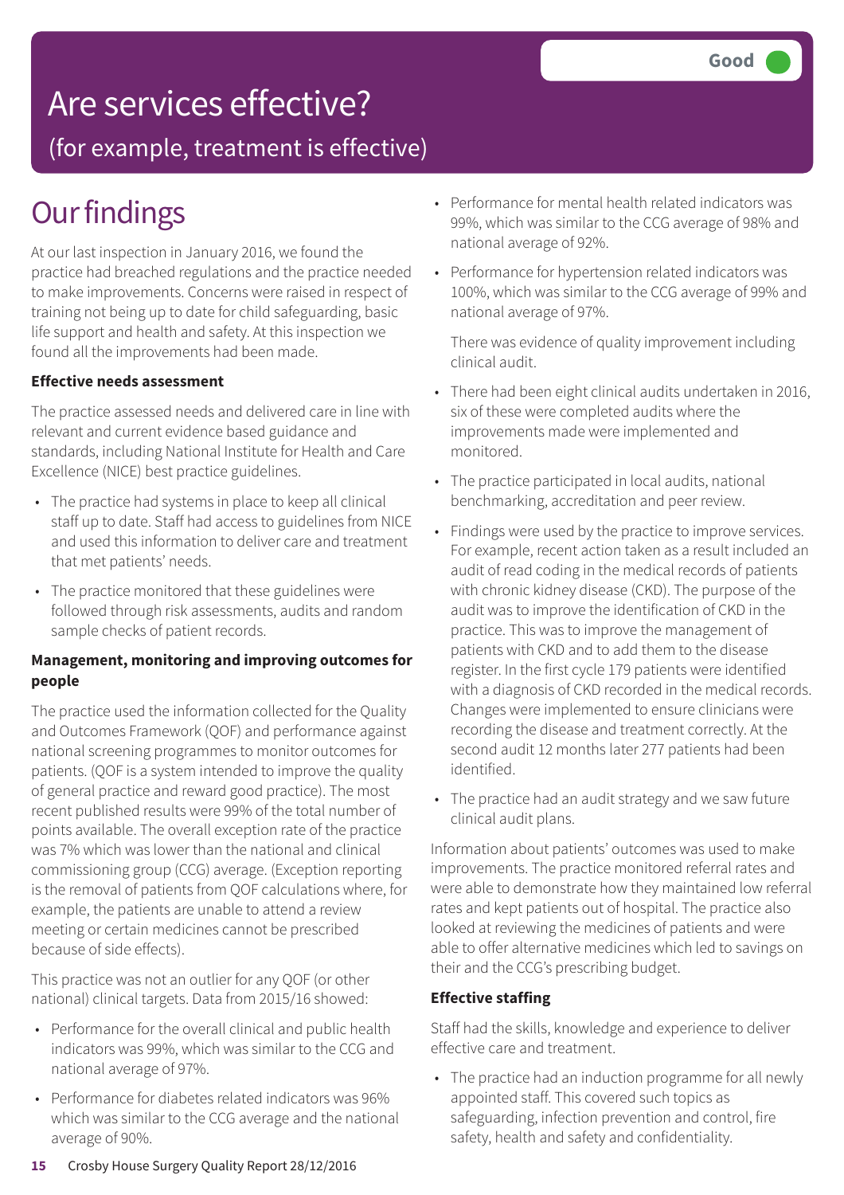# Are services effective?

(for example, treatment is effective)

**Good**

# Our findings

At our last inspection in January 2016, we found the practice had breached regulations and the practice needed to make improvements. Concerns were raised in respect of training not being up to date for child safeguarding, basic life support and health and safety. At this inspection we found all the improvements had been made.

**Effective needs assessment**

The practice assessed needs and delivered care in line with relevant and current evidence based guidance and standards, including National Institute for Health and Care Excellence (NICE) best practice guidelines.

- The practice had systems in place to keep all clinical staff up to date. Staff had access to guidelines from NICE and used this information to deliver care and treatment that met patients' needs.
- The practice monitored that these guidelines were followed through risk assessments, audits and random sample checks of patient records.

**Management, monitoring and improving outcomes for people**

The practice used the information collected for the Quality and Outcomes Framework (QOF) and performance against national screening programmes to monitor outcomes for patients. (QOF is a system intended to improve the quality of general practice and reward good practice). The most recent published results were 99% of the total number of points available. The overall exception rate of the practice was 7% which was lower than the national and clinical commissioning group (CCG) average. (Exception reporting is the removal of patients from QOF calculations where, for example, the patients are unable to attend a review meeting or certain medicines cannot be prescribed because of side effects).

This practice was not an outlier for any QOF (or other national) clinical targets. Data from 2015/16 showed:

- Performance for the overall clinical and public health indicators was 99%, which was similar to the CCG and national average of 97%.
- Performance for diabetes related indicators was 96% which was similar to the CCG average and the national average of 90%.
- Performance for mental health related indicators was 99%, which was similar to the CCG average of 98% and national average of 92%.
- Performance for hypertension related indicators was 100%, which was similar to the CCG average of 99% and national average of 97%.

  There was evidence of quality improvement including clinical audit.

- There had been eight clinical audits undertaken in 2016, six of these were completed audits where the improvements made were implemented and monitored.
- The practice participated in local audits, national benchmarking, accreditation and peer review.
- Findings were used by the practice to improve services. For example, recent action taken as a result included an audit of read coding in the medical records of patients with chronic kidney disease (CKD). The purpose of the audit was to improve the identification of CKD in the practice. This was to improve the management of patients with CKD and to add them to the disease register. In the first cycle 179 patients were identified with a diagnosis of CKD recorded in the medical records. Changes were implemented to ensure clinicians were recording the disease and treatment correctly. At the second audit 12 months later 277 patients had been identified.
- The practice had an audit strategy and we saw future clinical audit plans.

Information about patients' outcomes was used to make improvements. The practice monitored referral rates and were able to demonstrate how they maintained low referral rates and kept patients out of hospital. The practice also looked at reviewing the medicines of patients and were able to offer alternative medicines which led to savings on their and the CCG's prescribing budget.

**Effective staffing**

Staff had the skills, knowledge and experience to deliver effective care and treatment.

- The practice had an induction programme for all newly appointed staff. This covered such topics as safeguarding, infection prevention and control, fire safety, health and safety and confidentiality.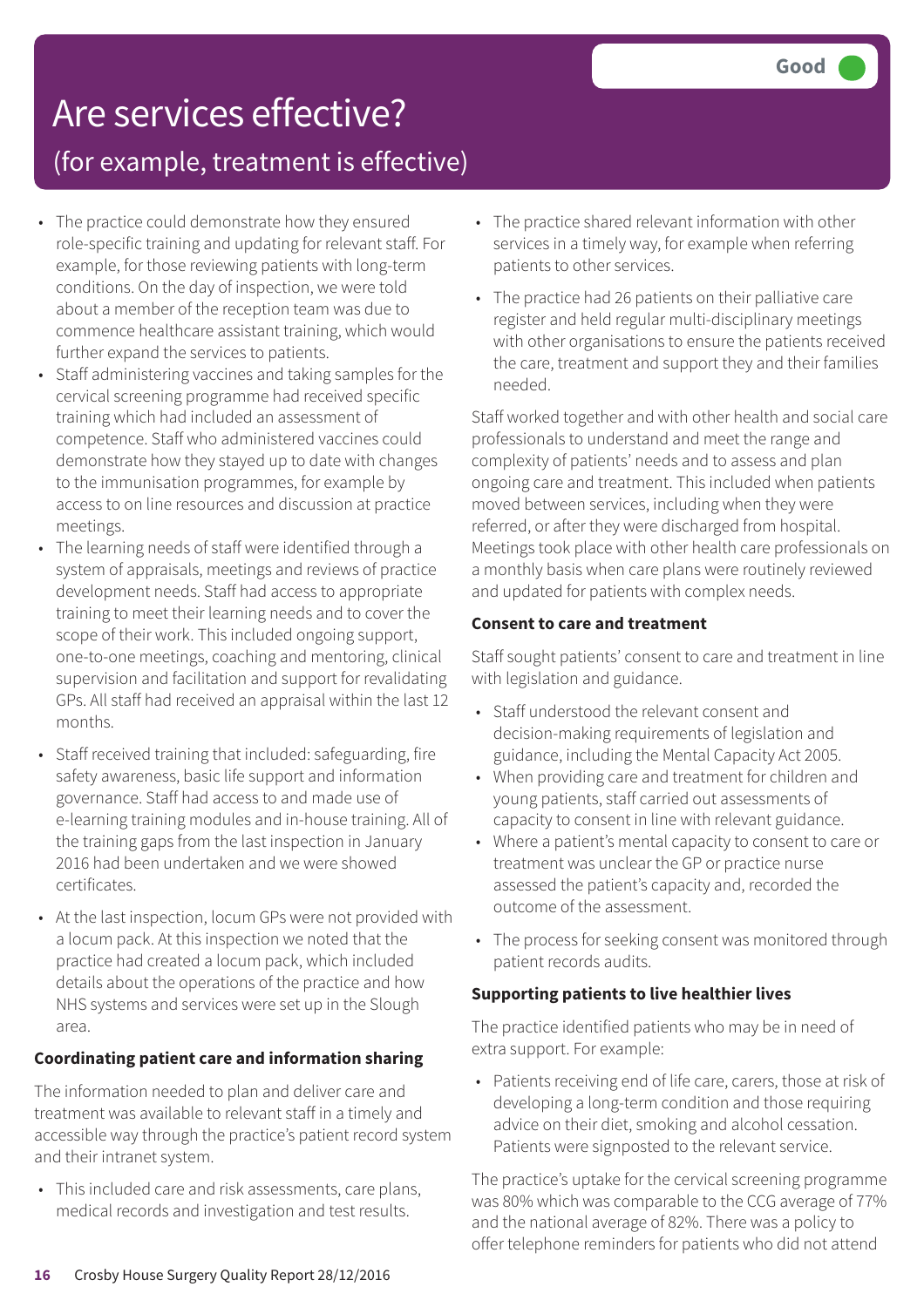# Are services effective?

## (for example, treatment is effective)

Good

- The practice could demonstrate how they ensured role-specific training and updating for relevant staff. For example, for those reviewing patients with long-term conditions. On the day of inspection, we were told about a member of the reception team was due to commence healthcare assistant training, which would further expand the services to patients.
- Staff administering vaccines and taking samples for the cervical screening programme had received specific training which had included an assessment of competence. Staff who administered vaccines could demonstrate how they stayed up to date with changes to the immunisation programmes, for example by access to on line resources and discussion at practice meetings.
- The learning needs of staff were identified through a system of appraisals, meetings and reviews of practice development needs. Staff had access to appropriate training to meet their learning needs and to cover the scope of their work. This included ongoing support, one-to-one meetings, coaching and mentoring, clinical supervision and facilitation and support for revalidating GPs. All staff had received an appraisal within the last 12 months.
- Staff received training that included: safeguarding, fire safety awareness, basic life support and information governance. Staff had access to and made use of e-learning training modules and in-house training. All of the training gaps from the last inspection in January 2016 had been undertaken and we were showed certificates.
- At the last inspection, locum GPs were not provided with a locum pack. At this inspection we noted that the practice had created a locum pack, which included details about the operations of the practice and how NHS systems and services were set up in the Slough area.

**Coordinating patient care and information sharing**

The information needed to plan and deliver care and treatment was available to relevant staff in a timely and accessible way through the practice's patient record system and their intranet system.

- This included care and risk assessments, care plans, medical records and investigation and test results.
- The practice shared relevant information with other services in a timely way, for example when referring patients to other services.
- The practice had 26 patients on their palliative care register and held regular multi-disciplinary meetings with other organisations to ensure the patients received the care, treatment and support they and their families needed.

Staff worked together and with other health and social care professionals to understand and meet the range and complexity of patients' needs and to assess and plan ongoing care and treatment. This included when patients moved between services, including when they were referred, or after they were discharged from hospital. Meetings took place with other health care professionals on a monthly basis when care plans were routinely reviewed and updated for patients with complex needs.

**Consent to care and treatment**

Staff sought patients' consent to care and treatment in line with legislation and guidance.

- Staff understood the relevant consent and decision-making requirements of legislation and guidance, including the Mental Capacity Act 2005.
- When providing care and treatment for children and young patients, staff carried out assessments of capacity to consent in line with relevant guidance.
- Where a patient's mental capacity to consent to care or treatment was unclear the GP or practice nurse assessed the patient's capacity and, recorded the outcome of the assessment.
- The process for seeking consent was monitored through patient records audits.

**Supporting patients to live healthier lives**

The practice identified patients who may be in need of extra support. For example:

- Patients receiving end of life care, carers, those at risk of developing a long-term condition and those requiring advice on their diet, smoking and alcohol cessation. Patients were signposted to the relevant service.

The practice's uptake for the cervical screening programme was 80% which was comparable to the CCG average of 77% and the national average of 82%. There was a policy to offer telephone reminders for patients who did not attend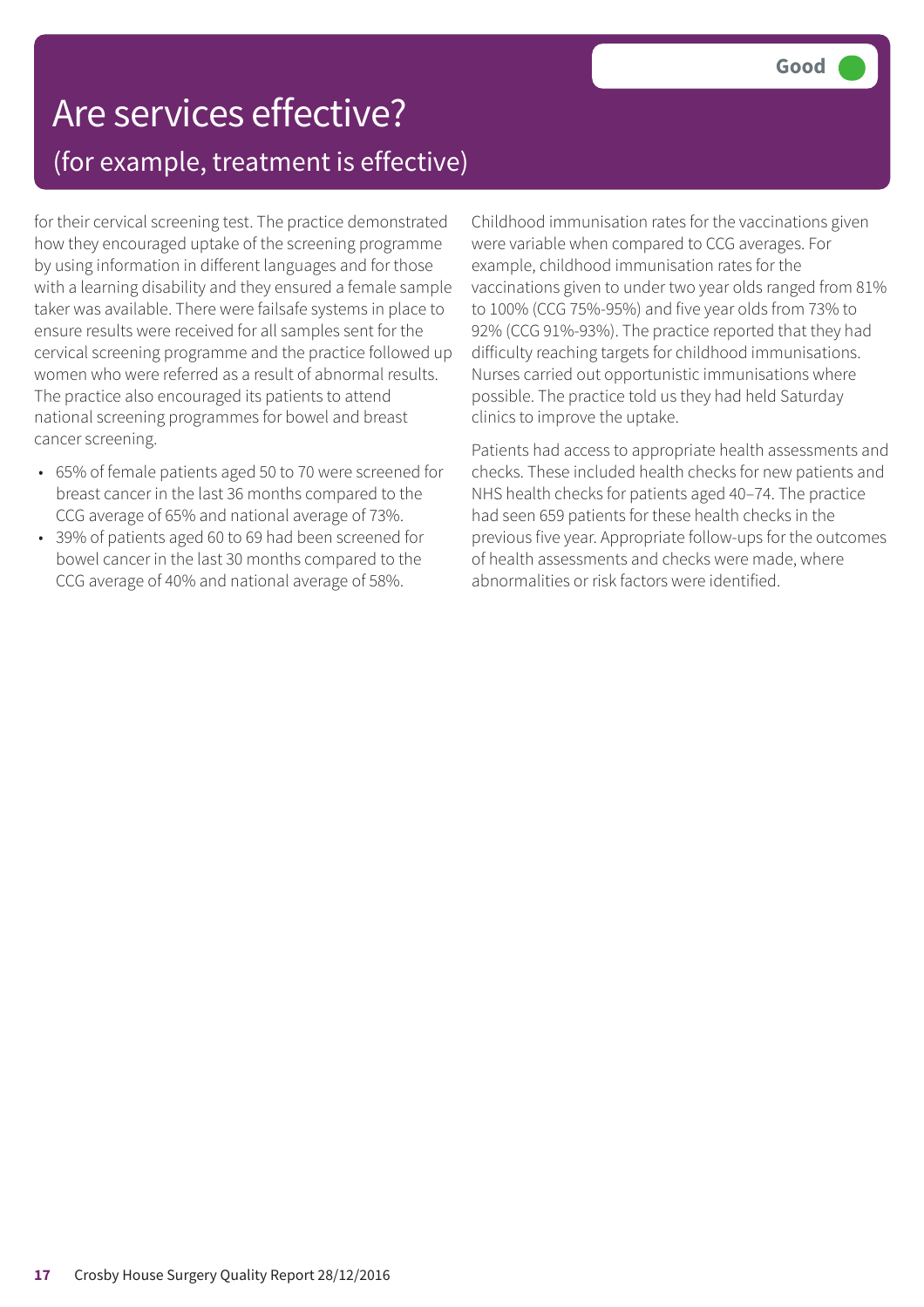# Are services effective?

## (for example, treatment is effective)

**Good**

for their cervical screening test. The practice demonstrated how they encouraged uptake of the screening programme by using information in different languages and for those with a learning disability and they ensured a female sample taker was available. There were failsafe systems in place to ensure results were received for all samples sent for the cervical screening programme and the practice followed up women who were referred as a result of abnormal results. The practice also encouraged its patients to attend national screening programmes for bowel and breast cancer screening.

- 65% of female patients aged 50 to 70 were screened for breast cancer in the last 36 months compared to the CCG average of 65% and national average of 73%.
- 39% of patients aged 60 to 69 had been screened for bowel cancer in the last 30 months compared to the CCG average of 40% and national average of 58%.

Childhood immunisation rates for the vaccinations given were variable when compared to CCG averages. For example, childhood immunisation rates for the vaccinations given to under two year olds ranged from 81% to 100% (CCG 75%-95%) and five year olds from 73% to 92% (CCG 91%-93%). The practice reported that they had difficulty reaching targets for childhood immunisations. Nurses carried out opportunistic immunisations where possible. The practice told us they had held Saturday clinics to improve the uptake.

Patients had access to appropriate health assessments and checks. These included health checks for new patients and NHS health checks for patients aged 40–74. The practice had seen 659 patients for these health checks in the previous five year. Appropriate follow-ups for the outcomes of health assessments and checks were made, where abnormalities or risk factors were identified.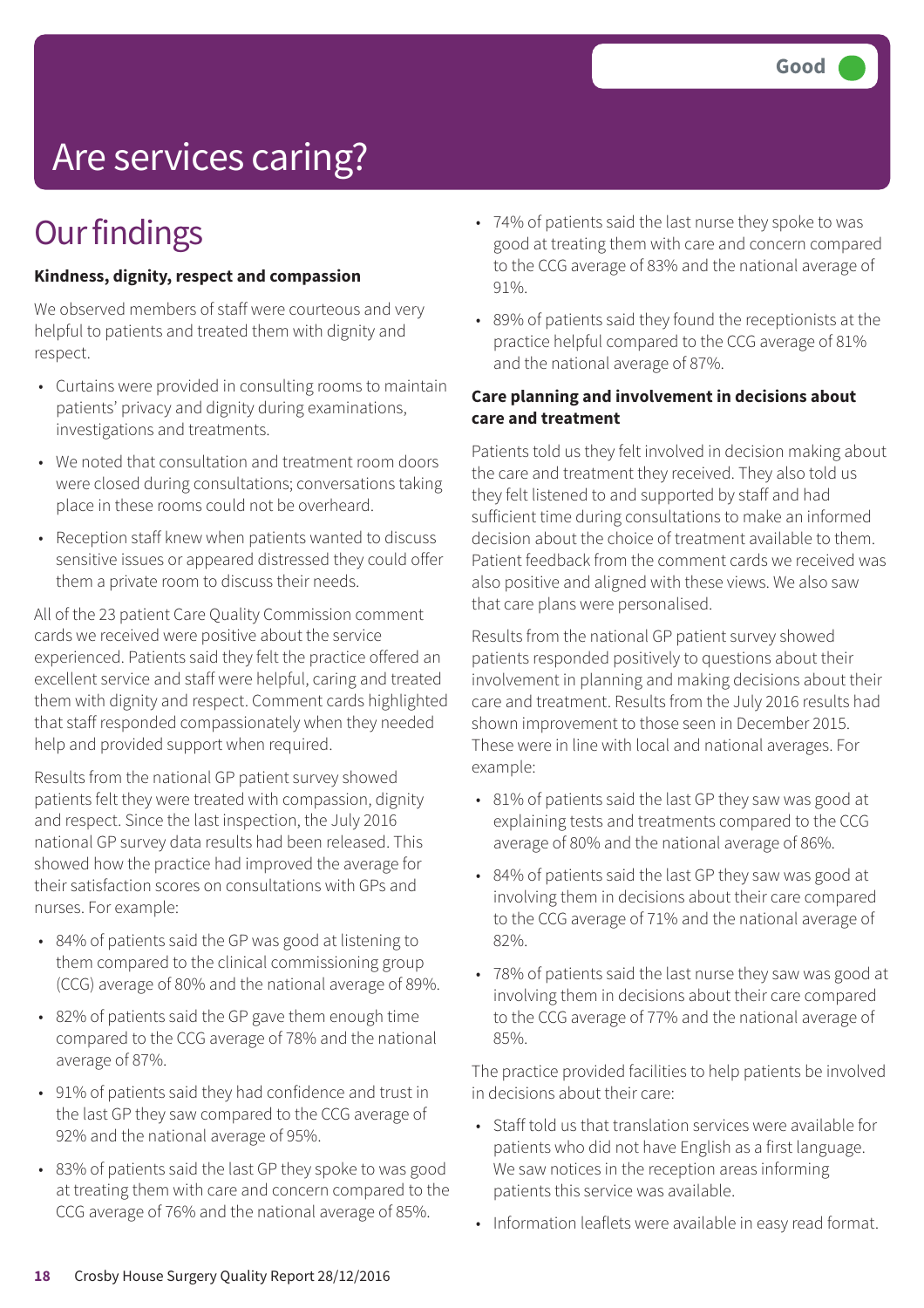Good

# Are services caring?

## Our findings

**Kindness, dignity, respect and compassion**

We observed members of staff were courteous and very helpful to patients and treated them with dignity and respect.

- Curtains were provided in consulting rooms to maintain patients' privacy and dignity during examinations, investigations and treatments.
- We noted that consultation and treatment room doors were closed during consultations; conversations taking place in these rooms could not be overheard.
- Reception staff knew when patients wanted to discuss sensitive issues or appeared distressed they could offer them a private room to discuss their needs.

All of the 23 patient Care Quality Commission comment cards we received were positive about the service experienced. Patients said they felt the practice offered an excellent service and staff were helpful, caring and treated them with dignity and respect. Comment cards highlighted that staff responded compassionately when they needed help and provided support when required.

Results from the national GP patient survey showed patients felt they were treated with compassion, dignity and respect. Since the last inspection, the July 2016 national GP survey data results had been released. This showed how the practice had improved the average for their satisfaction scores on consultations with GPs and nurses. For example:

- 84% of patients said the GP was good at listening to them compared to the clinical commissioning group (CCG) average of 80% and the national average of 89%.
- 82% of patients said the GP gave them enough time compared to the CCG average of 78% and the national average of 87%.
- 91% of patients said they had confidence and trust in the last GP they saw compared to the CCG average of 92% and the national average of 95%.
- 83% of patients said the last GP they spoke to was good at treating them with care and concern compared to the CCG average of 76% and the national average of 85%.
- 74% of patients said the last nurse they spoke to was good at treating them with care and concern compared to the CCG average of 83% and the national average of 91%.
- 89% of patients said they found the receptionists at the practice helpful compared to the CCG average of 81% and the national average of 87%.

**Care planning and involvement in decisions about care and treatment**

Patients told us they felt involved in decision making about the care and treatment they received. They also told us they felt listened to and supported by staff and had sufficient time during consultations to make an informed decision about the choice of treatment available to them. Patient feedback from the comment cards we received was also positive and aligned with these views. We also saw that care plans were personalised.

Results from the national GP patient survey showed patients responded positively to questions about their involvement in planning and making decisions about their care and treatment. Results from the July 2016 results had shown improvement to those seen in December 2015. These were in line with local and national averages. For example:

- 81% of patients said the last GP they saw was good at explaining tests and treatments compared to the CCG average of 80% and the national average of 86%.
- 84% of patients said the last GP they saw was good at involving them in decisions about their care compared to the CCG average of 71% and the national average of 82%.
- 78% of patients said the last nurse they saw was good at involving them in decisions about their care compared to the CCG average of 77% and the national average of 85%.

The practice provided facilities to help patients be involved in decisions about their care:

- Staff told us that translation services were available for patients who did not have English as a first language. We saw notices in the reception areas informing patients this service was available.
- Information leaflets were available in easy read format.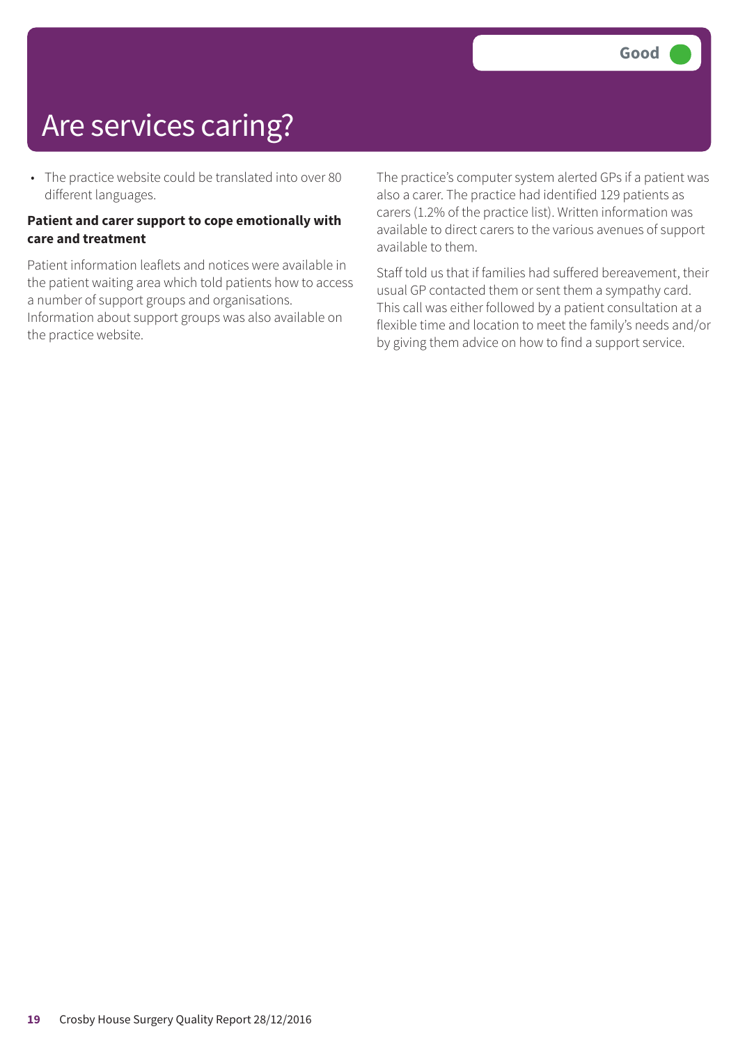# Are services caring?

Good

- The practice website could be translated into over 80 different languages.

**Patient and carer support to cope emotionally with care and treatment**

Patient information leaflets and notices were available in the patient waiting area which told patients how to access a number of support groups and organisations. Information about support groups was also available on the practice website.

The practice's computer system alerted GPs if a patient was also a carer. The practice had identified 129 patients as carers (1.2% of the practice list). Written information was available to direct carers to the various avenues of support available to them.

Staff told us that if families had suffered bereavement, their usual GP contacted them or sent them a sympathy card. This call was either followed by a patient consultation at a flexible time and location to meet the family's needs and/or by giving them advice on how to find a support service.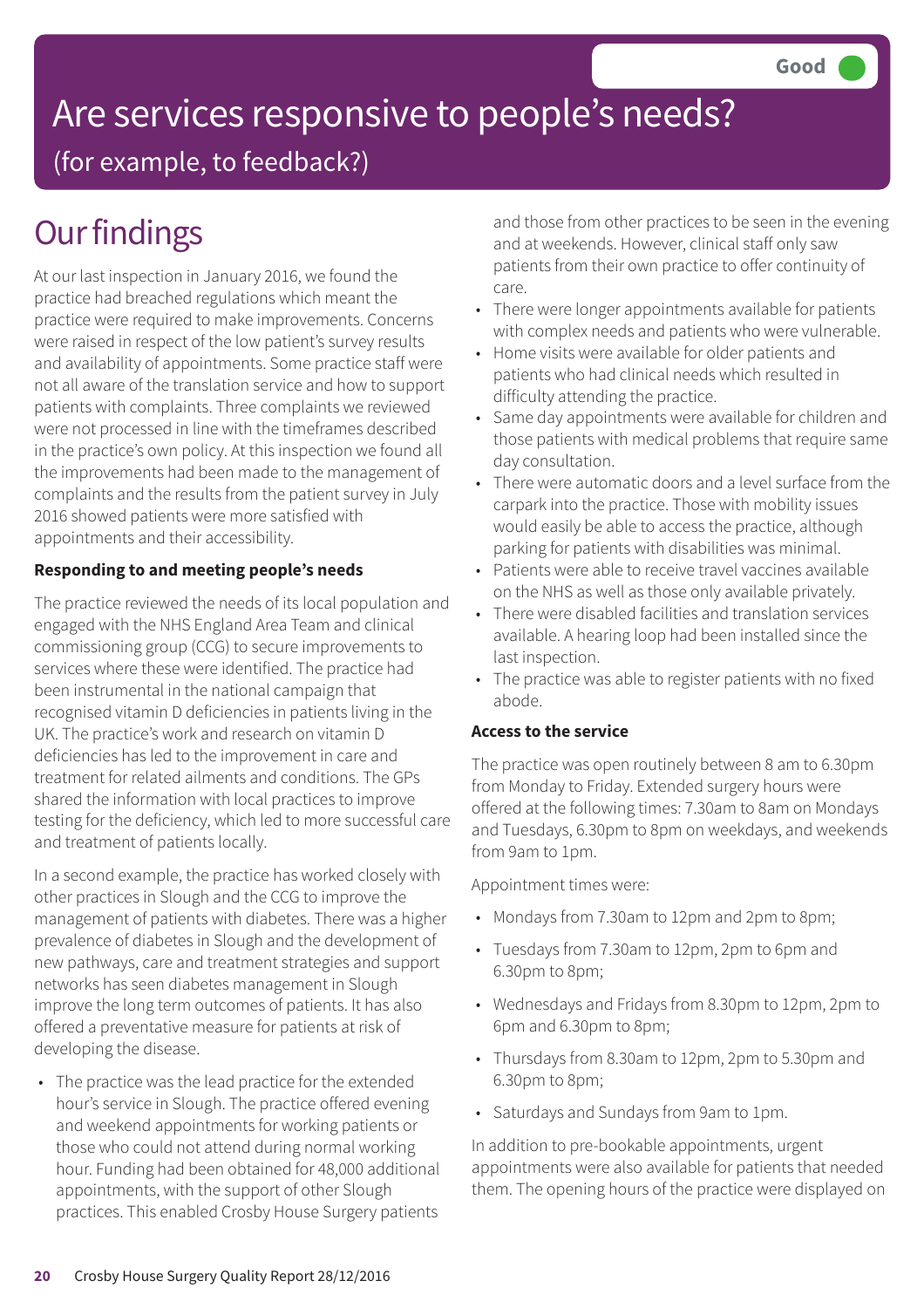Good

# Are services responsive to people's needs?

(for example, to feedback?)

## Our findings

At our last inspection in January 2016, we found the practice had breached regulations which meant the practice were required to make improvements. Concerns were raised in respect of the low patient's survey results and availability of appointments. Some practice staff were not all aware of the translation service and how to support patients with complaints. Three complaints we reviewed were not processed in line with the timeframes described in the practice's own policy. At this inspection we found all the improvements had been made to the management of complaints and the results from the patient survey in July 2016 showed patients were more satisfied with appointments and their accessibility.

**Responding to and meeting people's needs**

The practice reviewed the needs of its local population and engaged with the NHS England Area Team and clinical commissioning group (CCG) to secure improvements to services where these were identified. The practice had been instrumental in the national campaign that recognised vitamin D deficiencies in patients living in the UK. The practice's work and research on vitamin D deficiencies has led to the improvement in care and treatment for related ailments and conditions. The GPs shared the information with local practices to improve testing for the deficiency, which led to more successful care and treatment of patients locally.

In a second example, the practice has worked closely with other practices in Slough and the CCG to improve the management of patients with diabetes. There was a higher prevalence of diabetes in Slough and the development of new pathways, care and treatment strategies and support networks has seen diabetes management in Slough improve the long term outcomes of patients. It has also offered a preventative measure for patients at risk of developing the disease.

- The practice was the lead practice for the extended hour's service in Slough. The practice offered evening and weekend appointments for working patients or those who could not attend during normal working hour. Funding had been obtained for 48,000 additional appointments, with the support of other Slough practices. This enabled Crosby House Surgery patients and those from other practices to be seen in the evening and at weekends. However, clinical staff only saw patients from their own practice to offer continuity of care.
- There were longer appointments available for patients with complex needs and patients who were vulnerable.
- Home visits were available for older patients and patients who had clinical needs which resulted in difficulty attending the practice.
- Same day appointments were available for children and those patients with medical problems that require same day consultation.
- There were automatic doors and a level surface from the carpark into the practice. Those with mobility issues would easily be able to access the practice, although parking for patients with disabilities was minimal.
- Patients were able to receive travel vaccines available on the NHS as well as those only available privately.
- There were disabled facilities and translation services available. A hearing loop had been installed since the last inspection.
- The practice was able to register patients with no fixed abode.

**Access to the service**

The practice was open routinely between 8 am to 6.30pm from Monday to Friday. Extended surgery hours were offered at the following times: 7.30am to 8am on Mondays and Tuesdays, 6.30pm to 8pm on weekdays, and weekends from 9am to 1pm.

Appointment times were:

- Mondays from 7.30am to 12pm and 2pm to 8pm;
- Tuesdays from 7.30am to 12pm, 2pm to 6pm and 6.30pm to 8pm;
- Wednesdays and Fridays from 8.30pm to 12pm, 2pm to 6pm and 6.30pm to 8pm;
- Thursdays from 8.30am to 12pm, 2pm to 5.30pm and 6.30pm to 8pm;
- Saturdays and Sundays from 9am to 1pm.

In addition to pre-bookable appointments, urgent appointments were also available for patients that needed them. The opening hours of the practice were displayed on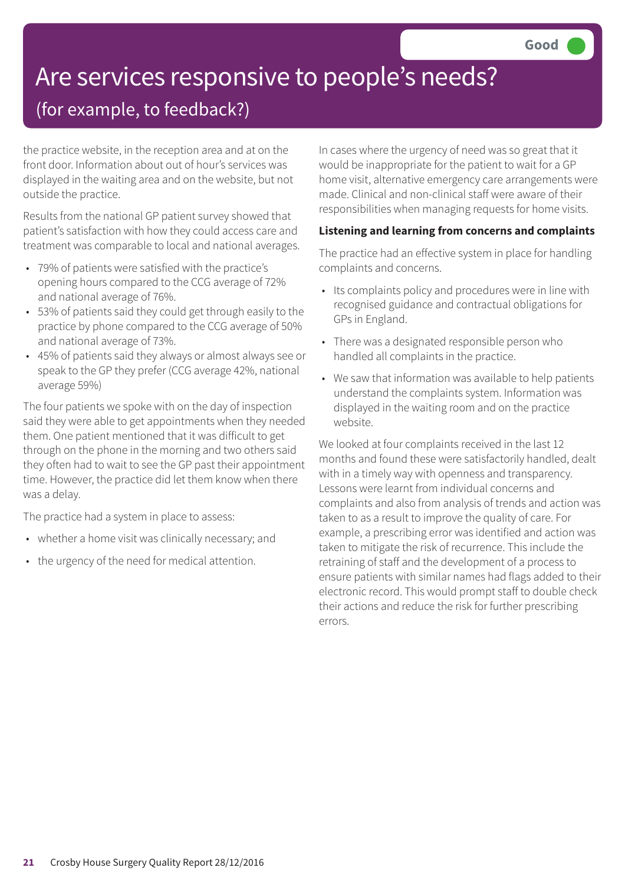# Are services responsive to people's needs?

## (for example, to feedback?)

Good

the practice website, in the reception area and at on the front door. Information about out of hour's services was displayed in the waiting area and on the website, but not outside the practice.

Results from the national GP patient survey showed that patient's satisfaction with how they could access care and treatment was comparable to local and national averages.

- 79% of patients were satisfied with the practice's opening hours compared to the CCG average of 72% and national average of 76%.
- 53% of patients said they could get through easily to the practice by phone compared to the CCG average of 50% and national average of 73%.
- 45% of patients said they always or almost always see or speak to the GP they prefer (CCG average 42%, national average 59%)

The four patients we spoke with on the day of inspection said they were able to get appointments when they needed them. One patient mentioned that it was difficult to get through on the phone in the morning and two others said they often had to wait to see the GP past their appointment time. However, the practice did let them know when there was a delay.

The practice had a system in place to assess:

- whether a home visit was clinically necessary; and
- the urgency of the need for medical attention.

In cases where the urgency of need was so great that it would be inappropriate for the patient to wait for a GP home visit, alternative emergency care arrangements were made. Clinical and non-clinical staff were aware of their responsibilities when managing requests for home visits.

**Listening and learning from concerns and complaints**

The practice had an effective system in place for handling complaints and concerns.

- Its complaints policy and procedures were in line with recognised guidance and contractual obligations for GPs in England.
- There was a designated responsible person who handled all complaints in the practice.
- We saw that information was available to help patients understand the complaints system. Information was displayed in the waiting room and on the practice website.

We looked at four complaints received in the last 12 months and found these were satisfactorily handled, dealt with in a timely way with openness and transparency. Lessons were learnt from individual concerns and complaints and also from analysis of trends and action was taken to as a result to improve the quality of care. For example, a prescribing error was identified and action was taken to mitigate the risk of recurrence. This include the retraining of staff and the development of a process to ensure patients with similar names had flags added to their electronic record. This would prompt staff to double check their actions and reduce the risk for further prescribing errors.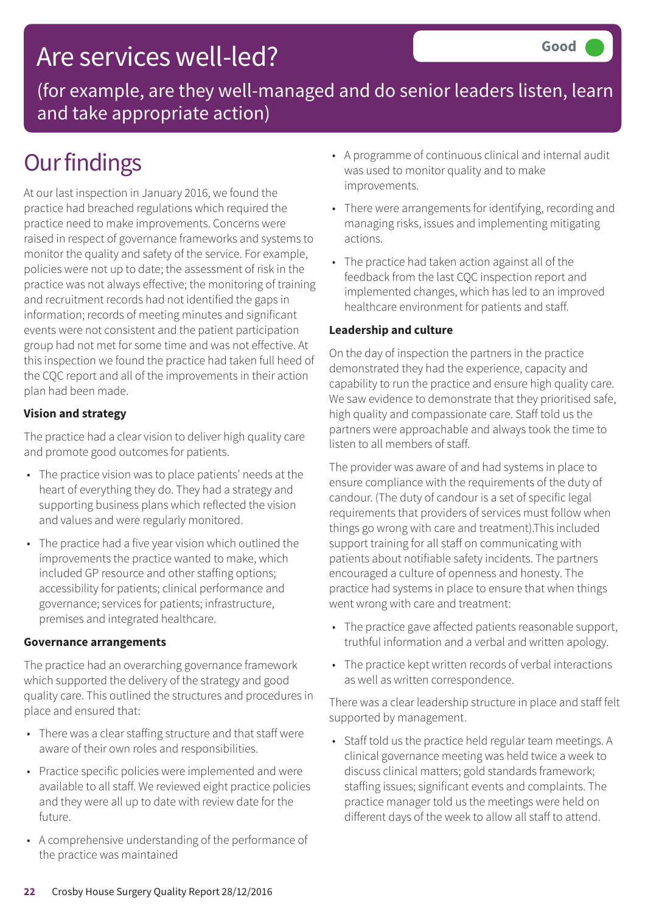# Are services well-led?

Good

(for example, are they well-managed and do senior leaders listen, learn and take appropriate action)

# Our findings

At our last inspection in January 2016, we found the practice had breached regulations which required the practice need to make improvements. Concerns were raised in respect of governance frameworks and systems to monitor the quality and safety of the service. For example, policies were not up to date; the assessment of risk in the practice was not always effective; the monitoring of training and recruitment records had not identified the gaps in information; records of meeting minutes and significant events were not consistent and the patient participation group had not met for some time and was not effective. At this inspection we found the practice had taken full heed of the CQC report and all of the improvements in their action plan had been made.

**Vision and strategy**

The practice had a clear vision to deliver high quality care and promote good outcomes for patients.

- The practice vision was to place patients' needs at the heart of everything they do. They had a strategy and supporting business plans which reflected the vision and values and were regularly monitored.
- The practice had a five year vision which outlined the improvements the practice wanted to make, which included GP resource and other staffing options; accessibility for patients; clinical performance and governance; services for patients; infrastructure, premises and integrated healthcare.

**Governance arrangements**

The practice had an overarching governance framework which supported the delivery of the strategy and good quality care. This outlined the structures and procedures in place and ensured that:

- There was a clear staffing structure and that staff were aware of their own roles and responsibilities.
- Practice specific policies were implemented and were available to all staff. We reviewed eight practice policies and they were all up to date with review date for the future.
- A comprehensive understanding of the performance of the practice was maintained
- A programme of continuous clinical and internal audit was used to monitor quality and to make improvements.
- There were arrangements for identifying, recording and managing risks, issues and implementing mitigating actions.
- The practice had taken action against all of the feedback from the last CQC inspection report and implemented changes, which has led to an improved healthcare environment for patients and staff.

**Leadership and culture**

On the day of inspection the partners in the practice demonstrated they had the experience, capacity and capability to run the practice and ensure high quality care. We saw evidence to demonstrate that they prioritised safe, high quality and compassionate care. Staff told us the partners were approachable and always took the time to listen to all members of staff.

The provider was aware of and had systems in place to ensure compliance with the requirements of the duty of candour. (The duty of candour is a set of specific legal requirements that providers of services must follow when things go wrong with care and treatment).This included support training for all staff on communicating with patients about notifiable safety incidents. The partners encouraged a culture of openness and honesty. The practice had systems in place to ensure that when things went wrong with care and treatment:

- The practice gave affected patients reasonable support, truthful information and a verbal and written apology.
- The practice kept written records of verbal interactions as well as written correspondence.

There was a clear leadership structure in place and staff felt supported by management.

- Staff told us the practice held regular team meetings. A clinical governance meeting was held twice a week to discuss clinical matters; gold standards framework; staffing issues; significant events and complaints. The practice manager told us the meetings were held on different days of the week to allow all staff to attend.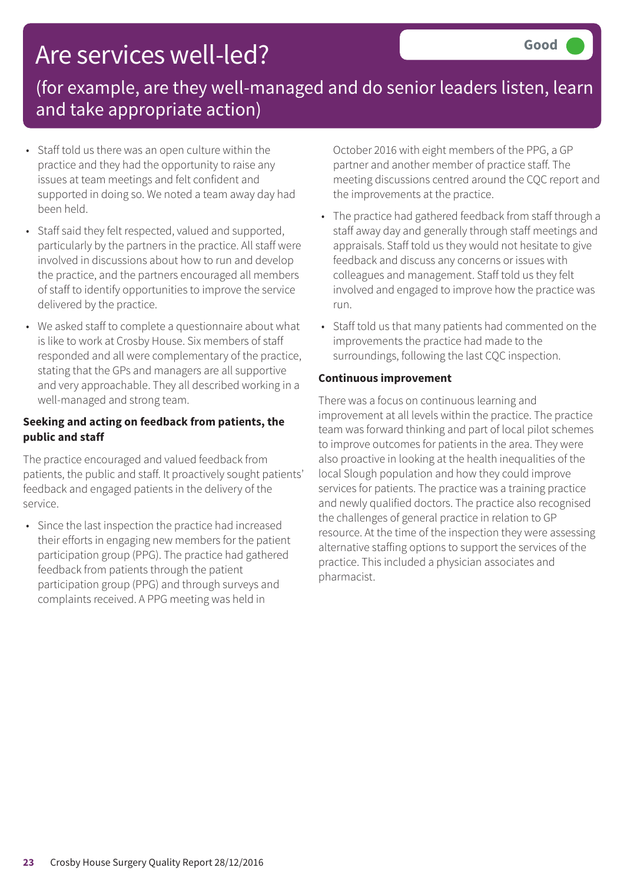# Are services well-led?

## (for example, are they well-managed and do senior leaders listen, learn and take appropriate action)

Good

- Staff told us there was an open culture within the practice and they had the opportunity to raise any issues at team meetings and felt confident and supported in doing so. We noted a team away day had been held.
- Staff said they felt respected, valued and supported, particularly by the partners in the practice. All staff were involved in discussions about how to run and develop the practice, and the partners encouraged all members of staff to identify opportunities to improve the service delivered by the practice.
- We asked staff to complete a questionnaire about what is like to work at Crosby House. Six members of staff responded and all were complementary of the practice, stating that the GPs and managers are all supportive and very approachable. They all described working in a well-managed and strong team.

**Seeking and acting on feedback from patients, the public and staff**

The practice encouraged and valued feedback from patients, the public and staff. It proactively sought patients' feedback and engaged patients in the delivery of the service.

- Since the last inspection the practice had increased their efforts in engaging new members for the patient participation group (PPG). The practice had gathered feedback from patients through the patient participation group (PPG) and through surveys and complaints received. A PPG meeting was held in October 2016 with eight members of the PPG, a GP partner and another member of practice staff. The meeting discussions centred around the CQC report and the improvements at the practice.
- The practice had gathered feedback from staff through a staff away day and generally through staff meetings and appraisals. Staff told us they would not hesitate to give feedback and discuss any concerns or issues with colleagues and management. Staff told us they felt involved and engaged to improve how the practice was run.
- Staff told us that many patients had commented on the improvements the practice had made to the surroundings, following the last CQC inspection.

**Continuous improvement**

There was a focus on continuous learning and improvement at all levels within the practice. The practice team was forward thinking and part of local pilot schemes to improve outcomes for patients in the area. They were also proactive in looking at the health inequalities of the local Slough population and how they could improve services for patients. The practice was a training practice and newly qualified doctors. The practice also recognised the challenges of general practice in relation to GP resource. At the time of the inspection they were assessing alternative staffing options to support the services of the practice. This included a physician associates and pharmacist.